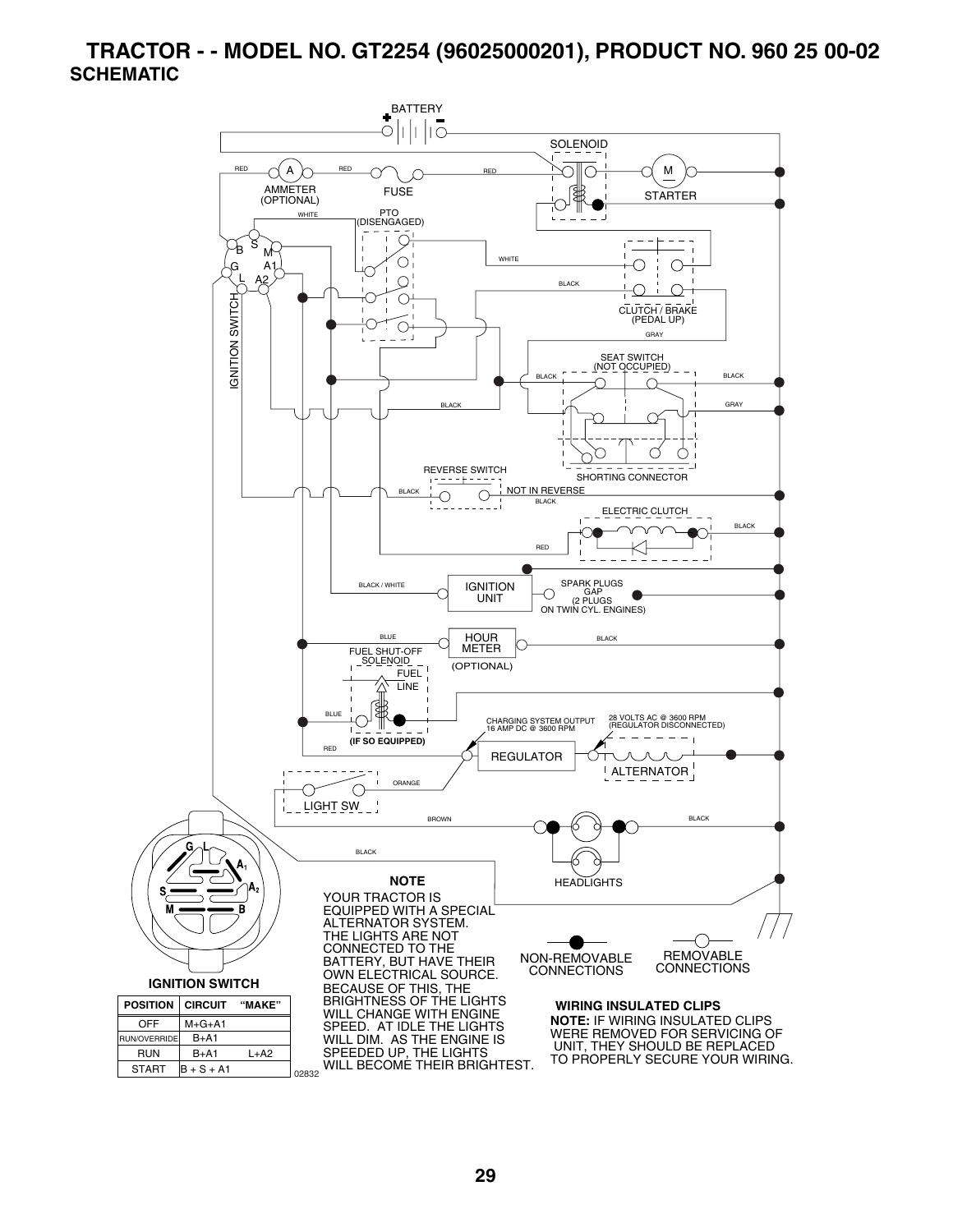# TRACTOR - - MODEL NO. GT2254 (96025000201), PRODUCT NO. 960 25 00-02

## SCHEMATIC

BATTERY

SOLENOID

RED | A | RED | FUSE | RED | M | STARTER

AMMETER (OPTIONAL)

WHITE | PTO (DISENGAGED)

WHITE

BLACK

CLUTCH / BRAKE (PEDAL UP)

GRAY

IGNITION SWITCH

SEAT SWITCH (NOT OCCUPIED)

BLACK | BLACK

BLACK | GRAY

SHORTING CONNECTOR

REVERSE SWITCH

BLACK | NOT IN REVERSE | BLACK

ELECTRIC CLUTCH

BLACK

RED

BLACK / WHITE | IGNITION UNIT | SPARK PLUGS GAP (2 PLUGS ON TWIN CYL. ENGINES)

BLUE | HOUR METER | BLACK

(OPTIONAL)

FUEL SHUT-OFF SOLENOID

FUEL LINE

BLUE

(IF SO EQUIPPED)

RED

CHARGING SYSTEM OUTPUT 16 AMP DC @ 3600 RPM

28 VOLTS AC @ 3600 RPM (REGULATOR DISCONNECTED)

REGULATOR

ALTERNATOR

ORANGE

LIGHT SW

BROWN | BLACK

BLACK

HEADLIGHTS

**IGNITION SWITCH**

| POSITION | CIRCUIT | "MAKE" |
|---|---|---|
| OFF | M+G+A1 | |
| RUN/OVERRIDE | B+A1 | |
| RUN | B+A1 | L+A2 |
| START | B + S + A1 | |

02832

**NOTE**

YOUR TRACTOR IS EQUIPPED WITH A SPECIAL ALTERNATOR SYSTEM. THE LIGHTS ARE NOT CONNECTED TO THE BATTERY, BUT HAVE THEIR OWN ELECTRICAL SOURCE. BECAUSE OF THIS, THE BRIGHTNESS OF THE LIGHTS WILL CHANGE WITH ENGINE SPEED. AT IDLE THE LIGHTS WILL DIM. AS THE ENGINE IS SPEEDED UP, THE LIGHTS WILL BECOME THEIR BRIGHTEST.

NON-REMOVABLE CONNECTIONS

REMOVABLE CONNECTIONS

**WIRING INSULATED CLIPS**

**NOTE:** IF WIRING INSULATED CLIPS WERE REMOVED FOR SERVICING OF UNIT, THEY SHOULD BE REPLACED TO PROPERLY SECURE YOUR WIRING.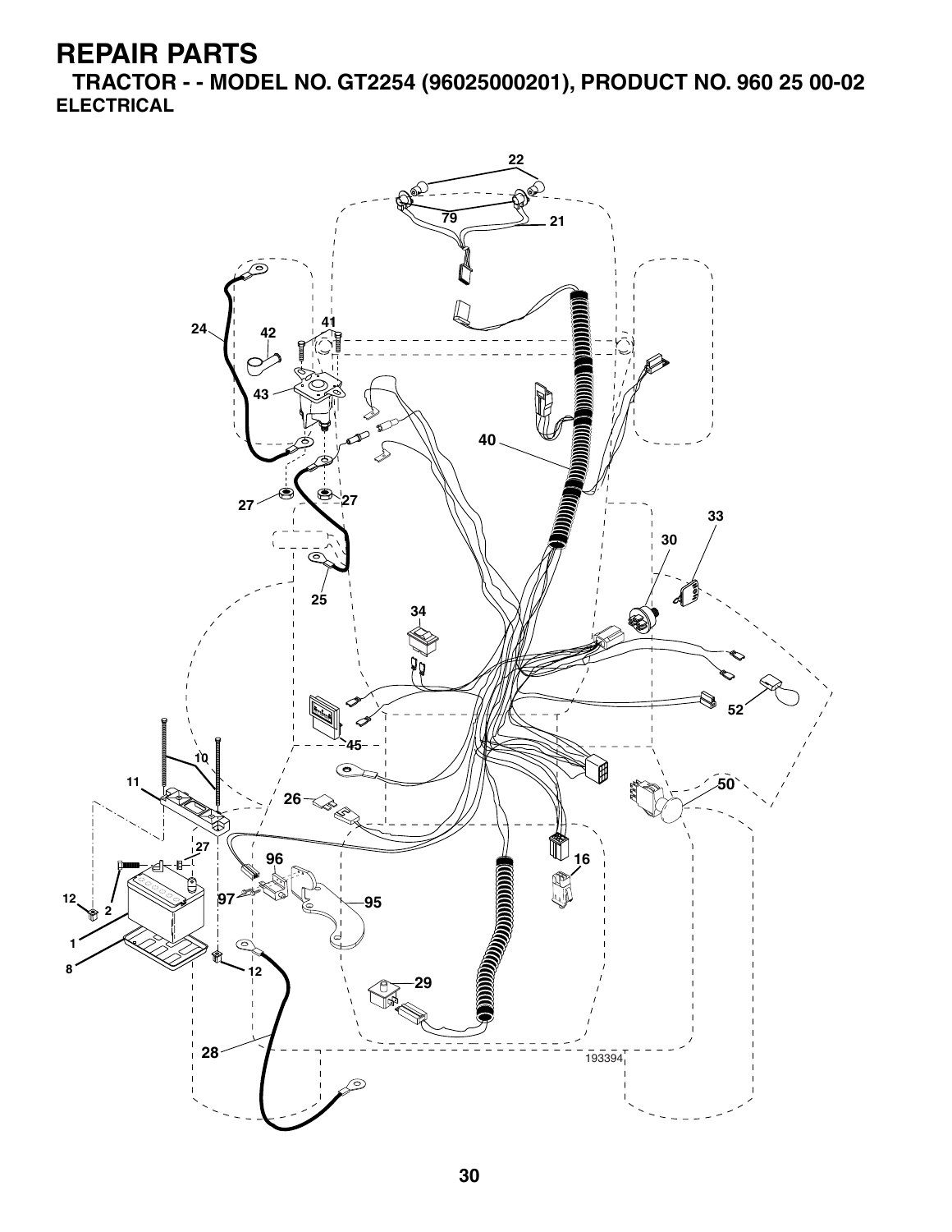# REPAIR PARTS

## TRACTOR - - MODEL NO. GT2254 (96025000201), PRODUCT NO. 960 25 00-02

### ELECTRICAL

22

79

21

24

42

41

43

40

27

27

33

30

25

34

52

45

10

11

50

26

27

96

16

12

2

97

95

1

8

12

29

28

193394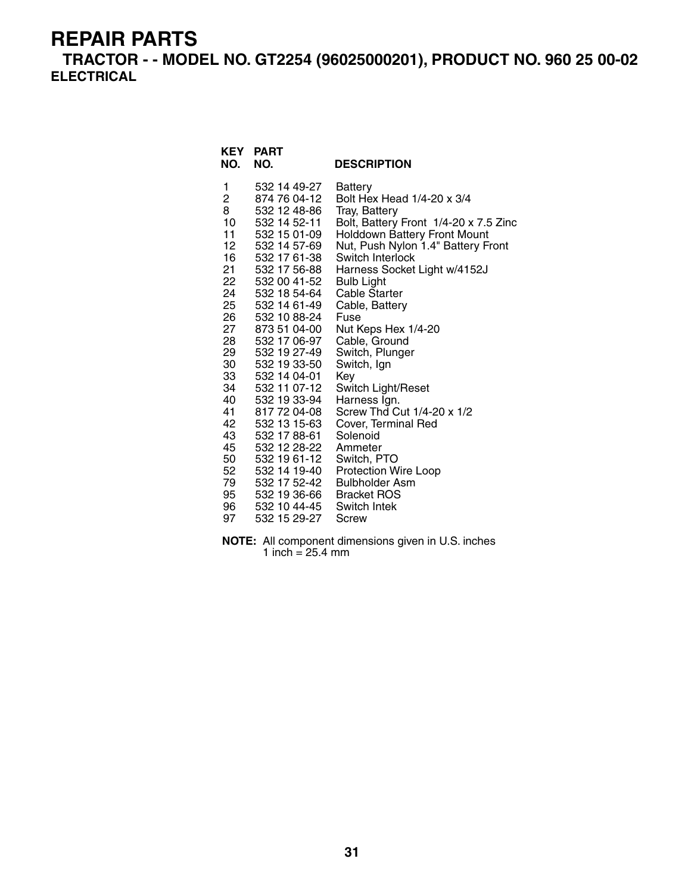# REPAIR PARTS

## TRACTOR - - MODEL NO. GT2254 (96025000201), PRODUCT NO. 960 25 00-02

### ELECTRICAL

| KEY NO. | PART NO. | DESCRIPTION |
|---|---|---|
| 1 | 532 14 49-27 | Battery |
| 2 | 874 76 04-12 | Bolt Hex Head 1/4-20 x 3/4 |
| 8 | 532 12 48-86 | Tray, Battery |
| 10 | 532 14 52-11 | Bolt, Battery Front 1/4-20 x 7.5 Zinc |
| 11 | 532 15 01-09 | Holddown Battery Front Mount |
| 12 | 532 14 57-69 | Nut, Push Nylon 1.4" Battery Front |
| 16 | 532 17 61-38 | Switch Interlock |
| 21 | 532 17 56-88 | Harness Socket Light w/4152J |
| 22 | 532 00 41-52 | Bulb Light |
| 24 | 532 18 54-64 | Cable Starter |
| 25 | 532 14 61-49 | Cable, Battery |
| 26 | 532 10 88-24 | Fuse |
| 27 | 873 51 04-00 | Nut Keps Hex 1/4-20 |
| 28 | 532 17 06-97 | Cable, Ground |
| 29 | 532 19 27-49 | Switch, Plunger |
| 30 | 532 19 33-50 | Switch, Ign |
| 33 | 532 14 04-01 | Key |
| 34 | 532 11 07-12 | Switch Light/Reset |
| 40 | 532 19 33-94 | Harness Ign. |
| 41 | 817 72 04-08 | Screw Thd Cut 1/4-20 x 1/2 |
| 42 | 532 13 15-63 | Cover, Terminal Red |
| 43 | 532 17 88-61 | Solenoid |
| 45 | 532 12 28-22 | Ammeter |
| 50 | 532 19 61-12 | Switch, PTO |
| 52 | 532 14 19-40 | Protection Wire Loop |
| 79 | 532 17 52-42 | Bulbholder Asm |
| 95 | 532 19 36-66 | Bracket ROS |
| 96 | 532 10 44-45 | Switch Intek |
| 97 | 532 15 29-27 | Screw |

**NOTE:** All component dimensions given in U.S. inches
1 inch = 25.4 mm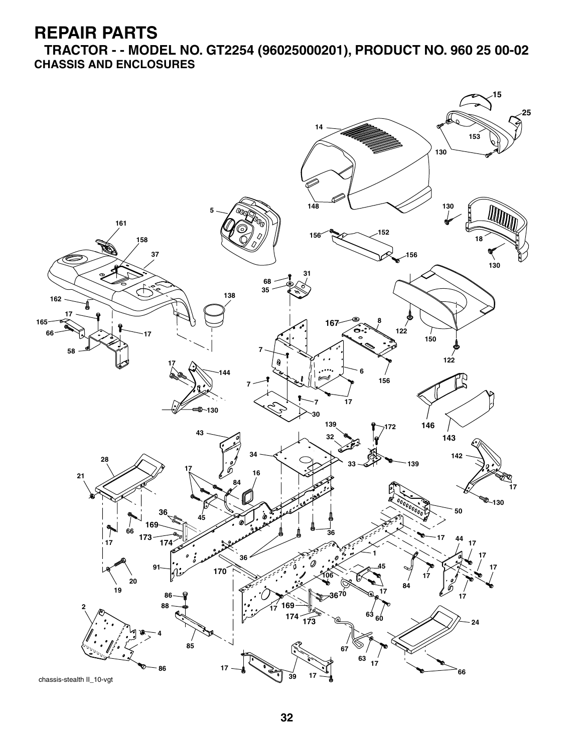# REPAIR PARTS

## TRACTOR - - MODEL NO. GT2254 (96025000201), PRODUCT NO. 960 25 00-02

### CHASSIS AND ENCLOSURES

chassis-stealth II_10-vgt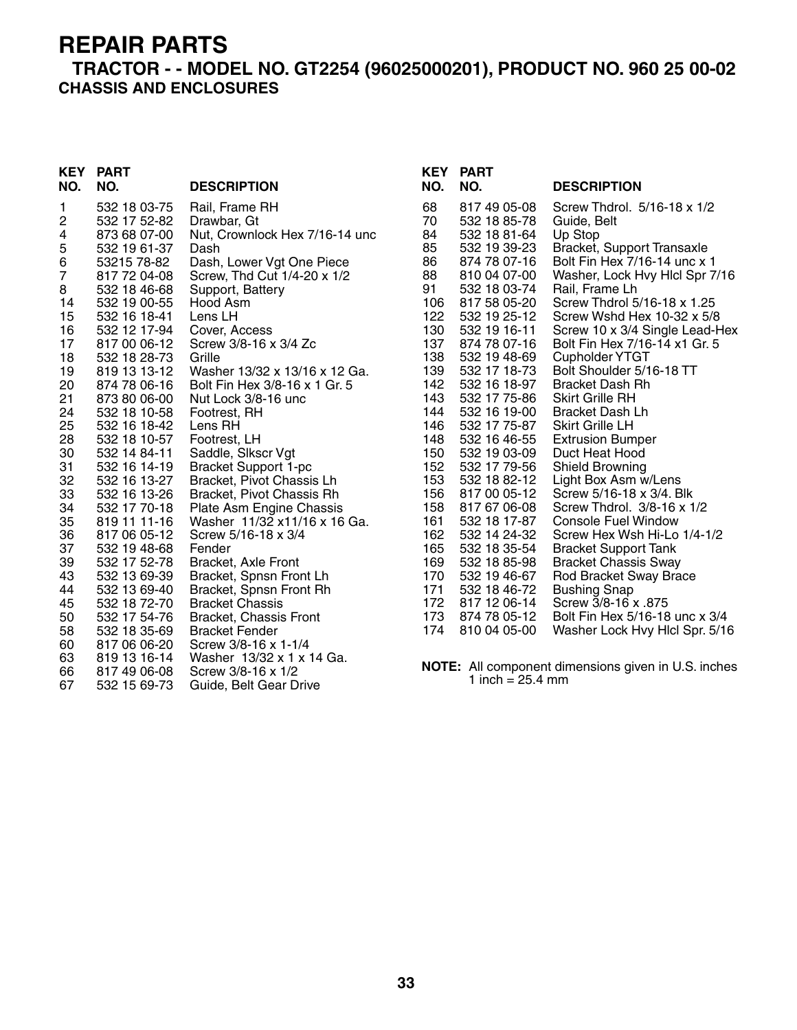# REPAIR PARTS

## TRACTOR - - MODEL NO. GT2254 (96025000201), PRODUCT NO. 960 25 00-02

### CHASSIS AND ENCLOSURES

| KEY NO. | PART NO. | DESCRIPTION |
|---|---|---|
| 1 | 532 18 03-75 | Rail, Frame RH |
| 2 | 532 17 52-82 | Drawbar, Gt |
| 4 | 873 68 07-00 | Nut, Crownlock Hex 7/16-14 unc |
| 5 | 532 19 61-37 | Dash |
| 6 | 53215 78-82 | Dash, Lower Vgt One Piece |
| 7 | 817 72 04-08 | Screw, Thd Cut 1/4-20 x 1/2 |
| 8 | 532 18 46-68 | Support, Battery |
| 14 | 532 19 00-55 | Hood Asm |
| 15 | 532 16 18-41 | Lens LH |
| 16 | 532 12 17-94 | Cover, Access |
| 17 | 817 00 06-12 | Screw 3/8-16 x 3/4 Zc |
| 18 | 532 18 28-73 | Grille |
| 19 | 819 13 13-12 | Washer 13/32 x 13/16 x 12 Ga. |
| 20 | 874 78 06-16 | Bolt Fin Hex 3/8-16 x 1 Gr. 5 |
| 21 | 873 80 06-00 | Nut Lock 3/8-16 unc |
| 24 | 532 18 10-58 | Footrest, RH |
| 25 | 532 16 18-42 | Lens RH |
| 28 | 532 18 10-57 | Footrest, LH |
| 30 | 532 14 84-11 | Saddle, Slkscr Vgt |
| 31 | 532 16 14-19 | Bracket Support 1-pc |
| 32 | 532 16 13-27 | Bracket, Pivot Chassis Lh |
| 33 | 532 16 13-26 | Bracket, Pivot Chassis Rh |
| 34 | 532 17 70-18 | Plate Asm Engine Chassis |
| 35 | 819 11 11-16 | Washer 11/32 x11/16 x 16 Ga. |
| 36 | 817 06 05-12 | Screw 5/16-18 x 3/4 |
| 37 | 532 19 48-68 | Fender |
| 39 | 532 17 52-78 | Bracket, Axle Front |
| 43 | 532 13 69-39 | Bracket, Spnsn Front Lh |
| 44 | 532 13 69-40 | Bracket, Spnsn Front Rh |
| 45 | 532 18 72-70 | Bracket Chassis |
| 50 | 532 17 54-76 | Bracket, Chassis Front |
| 58 | 532 18 35-69 | Bracket Fender |
| 60 | 817 06 06-20 | Screw 3/8-16 x 1-1/4 |
| 63 | 819 13 16-14 | Washer 13/32 x 1 x 14 Ga. |
| 66 | 817 49 06-08 | Screw 3/8-16 x 1/2 |
| 67 | 532 15 69-73 | Guide, Belt Gear Drive |
| 68 | 817 49 05-08 | Screw Thdrol. 5/16-18 x 1/2 |
| 70 | 532 18 85-78 | Guide, Belt |
| 84 | 532 18 81-64 | Up Stop |
| 85 | 532 19 39-23 | Bracket, Support Transaxle |
| 86 | 874 78 07-16 | Bolt Fin Hex 7/16-14 unc x 1 |
| 88 | 810 04 07-00 | Washer, Lock Hvy Hlcl Spr 7/16 |
| 91 | 532 18 03-74 | Rail, Frame Lh |
| 106 | 817 58 05-20 | Screw Thdrol 5/16-18 x 1.25 |
| 122 | 532 19 25-12 | Screw Wshd Hex 10-32 x 5/8 |
| 130 | 532 19 16-11 | Screw 10 x 3/4 Single Lead-Hex |
| 137 | 874 78 07-16 | Bolt Fin Hex 7/16-14 x1 Gr. 5 |
| 138 | 532 19 48-69 | Cupholder YTGT |
| 139 | 532 17 18-73 | Bolt Shoulder 5/16-18 TT |
| 142 | 532 16 18-97 | Bracket Dash Rh |
| 143 | 532 17 75-86 | Skirt Grille RH |
| 144 | 532 16 19-00 | Bracket Dash Lh |
| 146 | 532 17 75-87 | Skirt Grille LH |
| 148 | 532 16 46-55 | Extrusion Bumper |
| 150 | 532 19 03-09 | Duct Heat Hood |
| 152 | 532 17 79-56 | Shield Browning |
| 153 | 532 18 82-12 | Light Box Asm w/Lens |
| 156 | 817 00 05-12 | Screw 5/16-18 x 3/4. Blk |
| 158 | 817 67 06-08 | Screw Thdrol. 3/8-16 x 1/2 |
| 161 | 532 18 17-87 | Console Fuel Window |
| 162 | 532 14 24-32 | Screw Hex Wsh Hi-Lo 1/4-1/2 |
| 165 | 532 18 35-54 | Bracket Support Tank |
| 169 | 532 18 85-98 | Bracket Chassis Sway |
| 170 | 532 19 46-67 | Rod Bracket Sway Brace |
| 171 | 532 18 46-72 | Bushing Snap |
| 172 | 817 12 06-14 | Screw 3/8-16 x .875 |
| 173 | 874 78 05-12 | Bolt Fin Hex 5/16-18 unc x 3/4 |
| 174 | 810 04 05-00 | Washer Lock Hvy Hlcl Spr. 5/16 |

**NOTE:** All component dimensions given in U.S. inches
1 inch = 25.4 mm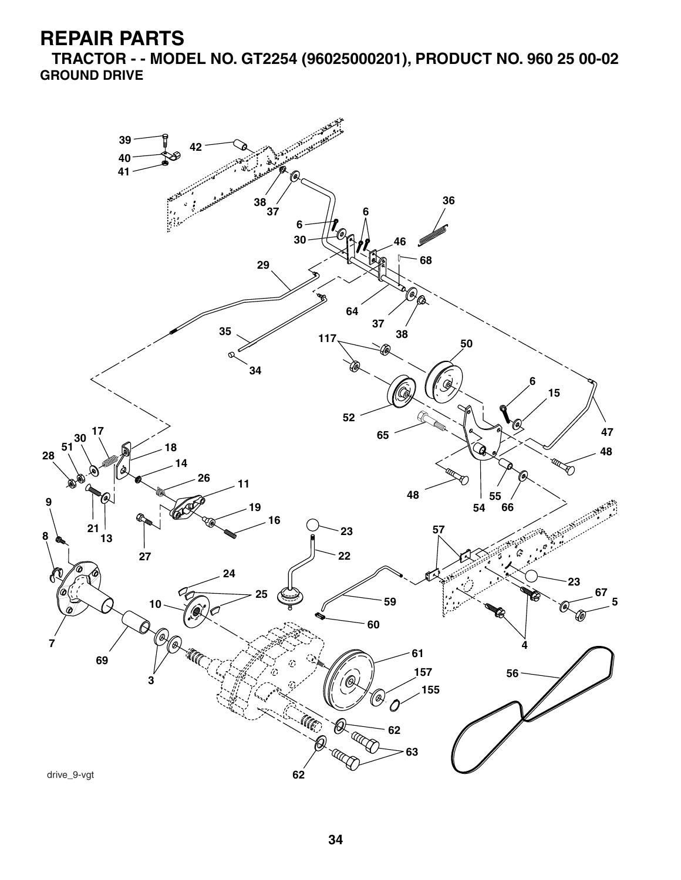# REPAIR PARTS

**TRACTOR - - MODEL NO. GT2254 (96025000201), PRODUCT NO. 960 25 00-02**

**GROUND DRIVE**

drive_9-vgt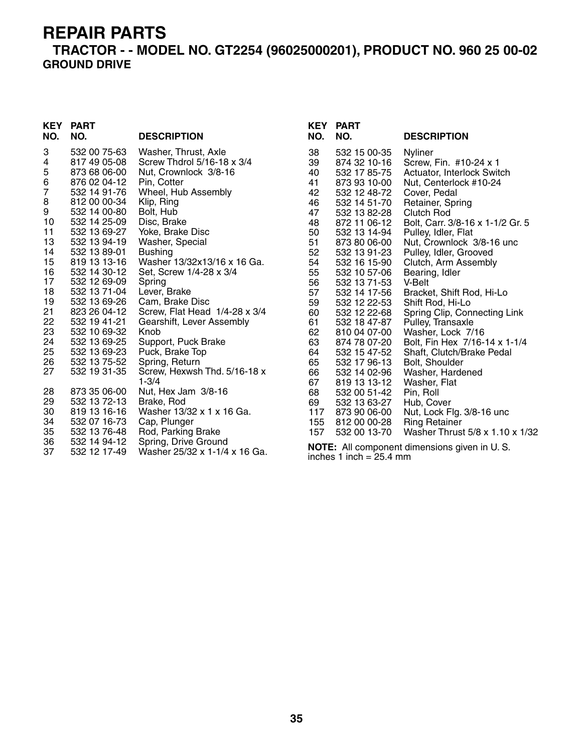# REPAIR PARTS

## TRACTOR - - MODEL NO. GT2254 (96025000201), PRODUCT NO. 960 25 00-02

### GROUND DRIVE

| KEY NO. | PART NO. | DESCRIPTION |
|---|---|---|
| 3 | 532 00 75-63 | Washer, Thrust, Axle |
| 4 | 817 49 05-08 | Screw Thdrol 5/16-18 x 3/4 |
| 5 | 873 68 06-00 | Nut, Crownlock 3/8-16 |
| 6 | 876 02 04-12 | Pin, Cotter |
| 7 | 532 14 91-76 | Wheel, Hub Assembly |
| 8 | 812 00 00-34 | Klip, Ring |
| 9 | 532 14 00-80 | Bolt, Hub |
| 10 | 532 14 25-09 | Disc, Brake |
| 11 | 532 13 69-27 | Yoke, Brake Disc |
| 13 | 532 13 94-19 | Washer, Special |
| 14 | 532 13 89-01 | Bushing |
| 15 | 819 13 13-16 | Washer 13/32x13/16 x 16 Ga. |
| 16 | 532 14 30-12 | Set, Screw 1/4-28 x 3/4 |
| 17 | 532 12 69-09 | Spring |
| 18 | 532 13 71-04 | Lever, Brake |
| 19 | 532 13 69-26 | Cam, Brake Disc |
| 21 | 823 26 04-12 | Screw, Flat Head 1/4-28 x 3/4 |
| 22 | 532 19 41-21 | Gearshift, Lever Assembly |
| 23 | 532 10 69-32 | Knob |
| 24 | 532 13 69-25 | Support, Puck Brake |
| 25 | 532 13 69-23 | Puck, Brake Top |
| 26 | 532 13 75-52 | Spring, Return |
| 27 | 532 19 31-35 | Screw, Hexwsh Thd. 5/16-18 x 1-3/4 |
| 28 | 873 35 06-00 | Nut, Hex Jam 3/8-16 |
| 29 | 532 13 72-13 | Brake, Rod |
| 30 | 819 13 16-16 | Washer 13/32 x 1 x 16 Ga. |
| 34 | 532 07 16-73 | Cap, Plunger |
| 35 | 532 13 76-48 | Rod, Parking Brake |
| 36 | 532 14 94-12 | Spring, Drive Ground |
| 37 | 532 12 17-49 | Washer 25/32 x 1-1/4 x 16 Ga. |
| 38 | 532 15 00-35 | Nyliner |
| 39 | 874 32 10-16 | Screw, Fin. #10-24 x 1 |
| 40 | 532 17 85-75 | Actuator, Interlock Switch |
| 41 | 873 93 10-00 | Nut, Centerlock #10-24 |
| 42 | 532 12 48-72 | Cover, Pedal |
| 46 | 532 14 51-70 | Retainer, Spring |
| 47 | 532 13 82-28 | Clutch Rod |
| 48 | 872 11 06-12 | Bolt, Carr. 3/8-16 x 1-1/2 Gr. 5 |
| 50 | 532 13 14-94 | Pulley, Idler, Flat |
| 51 | 873 80 06-00 | Nut, Crownlock 3/8-16 unc |
| 52 | 532 13 91-23 | Pulley, Idler, Grooved |
| 54 | 532 16 15-90 | Clutch, Arm Assembly |
| 55 | 532 10 57-06 | Bearing, Idler |
| 56 | 532 13 71-53 | V-Belt |
| 57 | 532 14 17-56 | Bracket, Shift Rod, Hi-Lo |
| 59 | 532 12 22-53 | Shift Rod, Hi-Lo |
| 60 | 532 12 22-68 | Spring Clip, Connecting Link |
| 61 | 532 18 47-87 | Pulley, Transaxle |
| 62 | 810 04 07-00 | Washer, Lock 7/16 |
| 63 | 874 78 07-20 | Bolt, Fin Hex 7/16-14 x 1-1/4 |
| 64 | 532 15 47-52 | Shaft, Clutch/Brake Pedal |
| 65 | 532 17 96-13 | Bolt, Shoulder |
| 66 | 532 14 02-96 | Washer, Hardened |
| 67 | 819 13 13-12 | Washer, Flat |
| 68 | 532 00 51-42 | Pin, Roll |
| 69 | 532 13 63-27 | Hub, Cover |
| 117 | 873 90 06-00 | Nut, Lock Flg. 3/8-16 unc |
| 155 | 812 00 00-28 | Ring Retainer |
| 157 | 532 00 13-70 | Washer Thrust 5/8 x 1.10 x 1/32 |

**NOTE:** All component dimensions given in U. S. inches 1 inch = 25.4 mm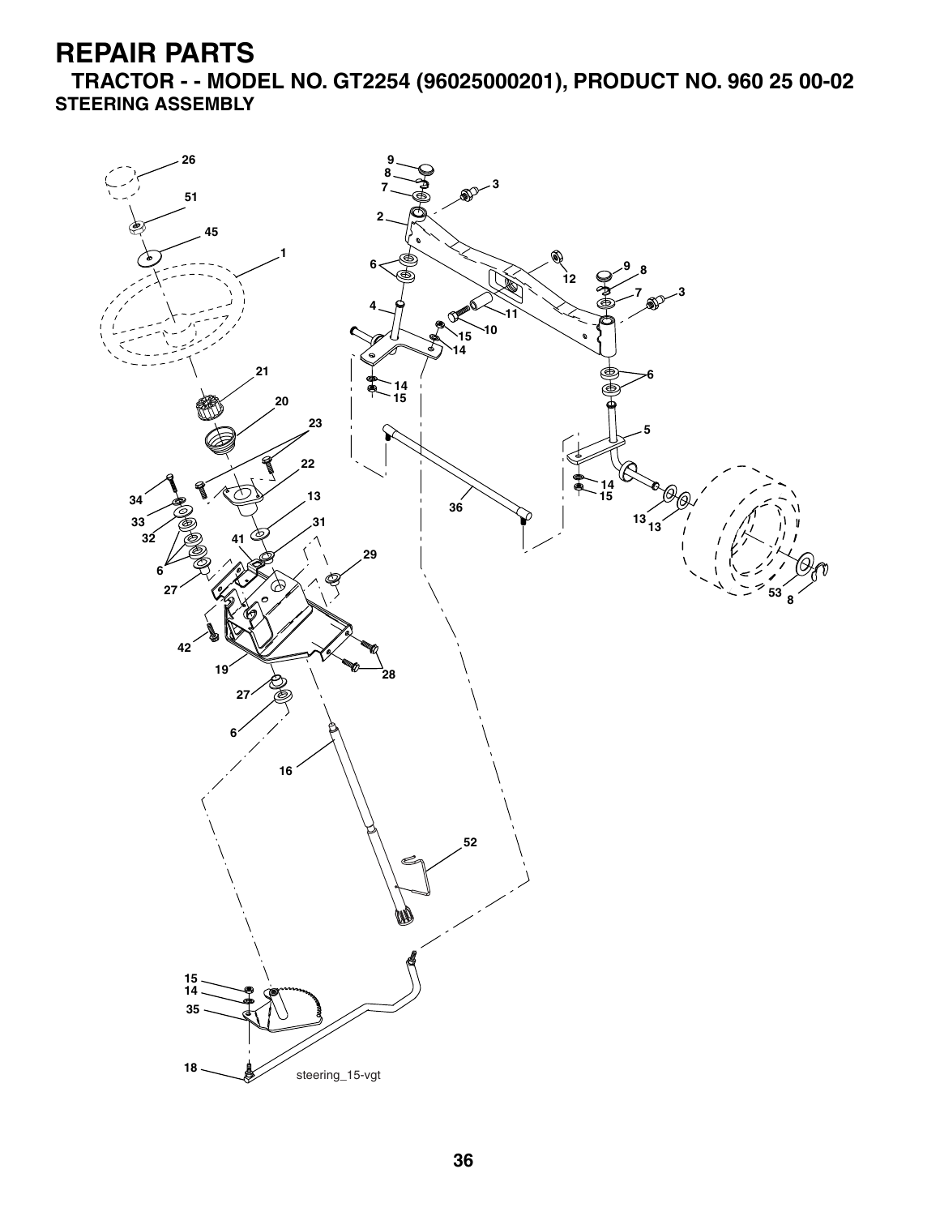# REPAIR PARTS

## TRACTOR - - MODEL NO. GT2254 (96025000201), PRODUCT NO. 960 25 00-02

### STEERING ASSEMBLY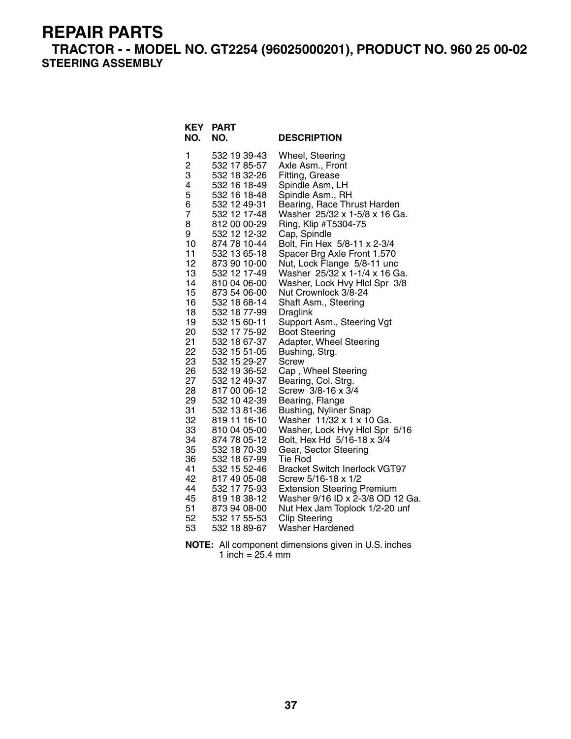# REPAIR PARTS

## TRACTOR - - MODEL NO. GT2254 (96025000201), PRODUCT NO. 960 25 00-02

### STEERING ASSEMBLY

| KEY NO. | PART NO. | DESCRIPTION |
|---|---|---|
| 1 | 532 19 39-43 | Wheel, Steering |
| 2 | 532 17 85-57 | Axle Asm., Front |
| 3 | 532 18 32-26 | Fitting, Grease |
| 4 | 532 16 18-49 | Spindle Asm, LH |
| 5 | 532 16 18-48 | Spindle Asm., RH |
| 6 | 532 12 49-31 | Bearing, Race Thrust Harden |
| 7 | 532 12 17-48 | Washer 25/32 x 1-5/8 x 16 Ga. |
| 8 | 812 00 00-29 | Ring, Klip #T5304-75 |
| 9 | 532 12 12-32 | Cap, Spindle |
| 10 | 874 78 10-44 | Bolt, Fin Hex 5/8-11 x 2-3/4 |
| 11 | 532 13 65-18 | Spacer Brg Axle Front 1.570 |
| 12 | 873 90 10-00 | Nut, Lock Flange 5/8-11 unc |
| 13 | 532 12 17-49 | Washer 25/32 x 1-1/4 x 16 Ga. |
| 14 | 810 04 06-00 | Washer, Lock Hvy Hlcl Spr 3/8 |
| 15 | 873 54 06-00 | Nut Crownlock 3/8-24 |
| 16 | 532 18 68-14 | Shaft Asm., Steering |
| 18 | 532 18 77-99 | Draglink |
| 19 | 532 15 60-11 | Support Asm., Steering Vgt |
| 20 | 532 17 75-92 | Boot Steering |
| 21 | 532 18 67-37 | Adapter, Wheel Steering |
| 22 | 532 15 51-05 | Bushing, Strg. |
| 23 | 532 15 29-27 | Screw |
| 26 | 532 19 36-52 | Cap , Wheel Steering |
| 27 | 532 12 49-37 | Bearing, Col. Strg. |
| 28 | 817 00 06-12 | Screw 3/8-16 x 3/4 |
| 29 | 532 10 42-39 | Bearing, Flange |
| 31 | 532 13 81-36 | Bushing, Nyliner Snap |
| 32 | 819 11 16-10 | Washer 11/32 x 1 x 10 Ga. |
| 33 | 810 04 05-00 | Washer, Lock Hvy Hlcl Spr 5/16 |
| 34 | 874 78 05-12 | Bolt, Hex Hd 5/16-18 x 3/4 |
| 35 | 532 18 70-39 | Gear, Sector Steering |
| 36 | 532 18 67-99 | Tie Rod |
| 41 | 532 15 52-46 | Bracket Switch Inerlock VGT97 |
| 42 | 817 49 05-08 | Screw 5/16-18 x 1/2 |
| 44 | 532 17 75-93 | Extension Steering Premium |
| 45 | 819 18 38-12 | Washer 9/16 ID x 2-3/8 OD 12 Ga. |
| 51 | 873 94 08-00 | Nut Hex Jam Toplock 1/2-20 unf |
| 52 | 532 17 55-53 | Clip Steering |
| 53 | 532 18 89-67 | Washer Hardened |

**NOTE:** All component dimensions given in U.S. inches
1 inch = 25.4 mm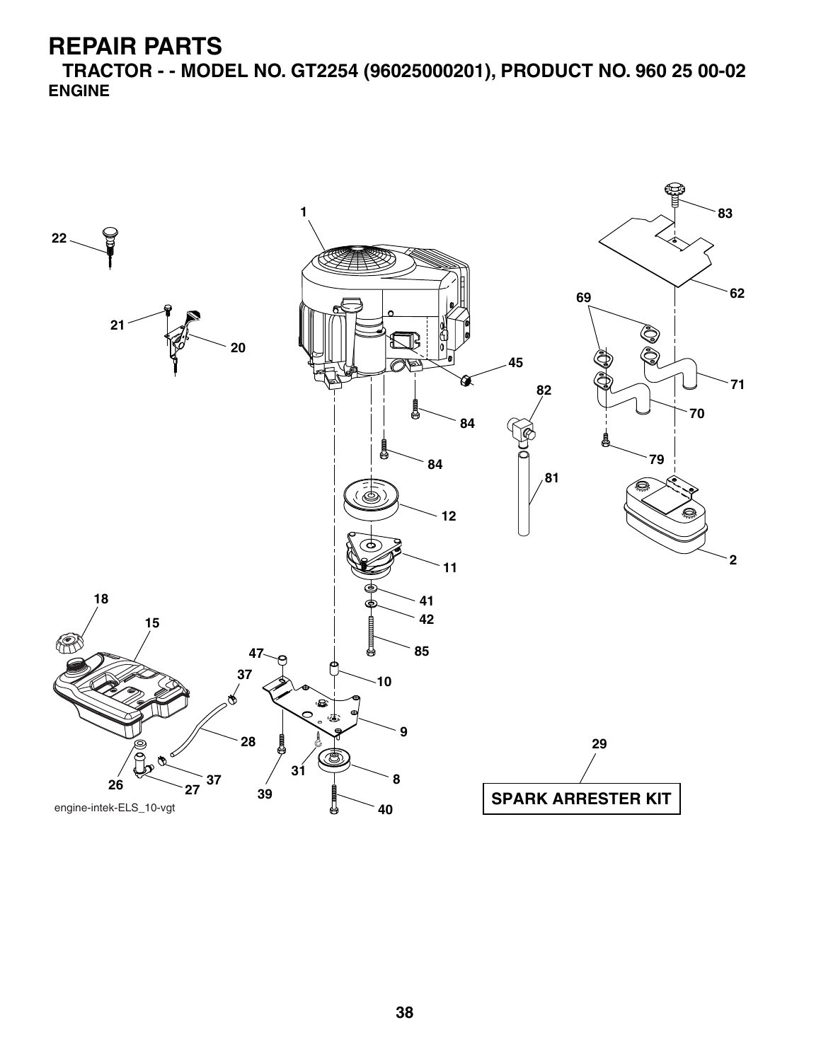# REPAIR PARTS

## TRACTOR - - MODEL NO. GT2254 (96025000201), PRODUCT NO. 960 25 00-02

### ENGINE

1

22

21

20

83

62

69

45

71

82

70

84

84

79

81

12

2

11

18

41

15

42

85

47

37

10

9

28

29

26

37

31

8

27

39

40

SPARK ARRESTER KIT

engine-intek-ELS_10-vgt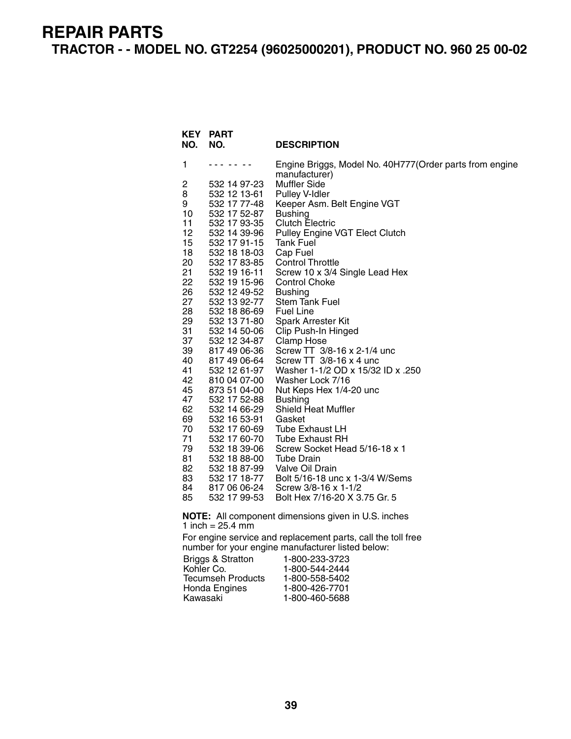# REPAIR PARTS

## TRACTOR - - MODEL NO. GT2254 (96025000201), PRODUCT NO. 960 25 00-02

| KEY NO. | PART NO. | DESCRIPTION |
|---|---|---|
| 1 | - - - - - - - | Engine Briggs, Model No. 40H777(Order parts from engine manufacturer) |
| 2 | 532 14 97-23 | Muffler Side |
| 8 | 532 12 13-61 | Pulley V-Idler |
| 9 | 532 17 77-48 | Keeper Asm. Belt Engine VGT |
| 10 | 532 17 52-87 | Bushing |
| 11 | 532 17 93-35 | Clutch Electric |
| 12 | 532 14 39-96 | Pulley Engine VGT Elect Clutch |
| 15 | 532 17 91-15 | Tank Fuel |
| 18 | 532 18 18-03 | Cap Fuel |
| 20 | 532 17 83-85 | Control Throttle |
| 21 | 532 19 16-11 | Screw 10 x 3/4 Single Lead Hex |
| 22 | 532 19 15-96 | Control Choke |
| 26 | 532 12 49-52 | Bushing |
| 27 | 532 13 92-77 | Stem Tank Fuel |
| 28 | 532 18 86-69 | Fuel Line |
| 29 | 532 13 71-80 | Spark Arrester Kit |
| 31 | 532 14 50-06 | Clip Push-In Hinged |
| 37 | 532 12 34-87 | Clamp Hose |
| 39 | 817 49 06-36 | Screw TT 3/8-16 x 2-1/4 unc |
| 40 | 817 49 06-64 | Screw TT 3/8-16 x 4 unc |
| 41 | 532 12 61-97 | Washer 1-1/2 OD x 15/32 ID x .250 |
| 42 | 810 04 07-00 | Washer Lock 7/16 |
| 45 | 873 51 04-00 | Nut Keps Hex 1/4-20 unc |
| 47 | 532 17 52-88 | Bushing |
| 62 | 532 14 66-29 | Shield Heat Muffler |
| 69 | 532 16 53-91 | Gasket |
| 70 | 532 17 60-69 | Tube Exhaust LH |
| 71 | 532 17 60-70 | Tube Exhaust RH |
| 79 | 532 18 39-06 | Screw Socket Head 5/16-18 x 1 |
| 81 | 532 18 88-00 | Tube Drain |
| 82 | 532 18 87-99 | Valve Oil Drain |
| 83 | 532 17 18-77 | Bolt 5/16-18 unc x 1-3/4 W/Sems |
| 84 | 817 06 06-24 | Screw 3/8-16 x 1-1/2 |
| 85 | 532 17 99-53 | Bolt Hex 7/16-20 X 3.75 Gr. 5 |

**NOTE:** All component dimensions given in U.S. inches
1 inch = 25.4 mm

For engine service and replacement parts, call the toll free number for your engine manufacturer listed below:

| | |
|---|---|
| Briggs & Stratton | 1-800-233-3723 |
| Kohler Co. | 1-800-544-2444 |
| Tecumseh Products | 1-800-558-5402 |
| Honda Engines | 1-800-426-7701 |
| Kawasaki | 1-800-460-5688 |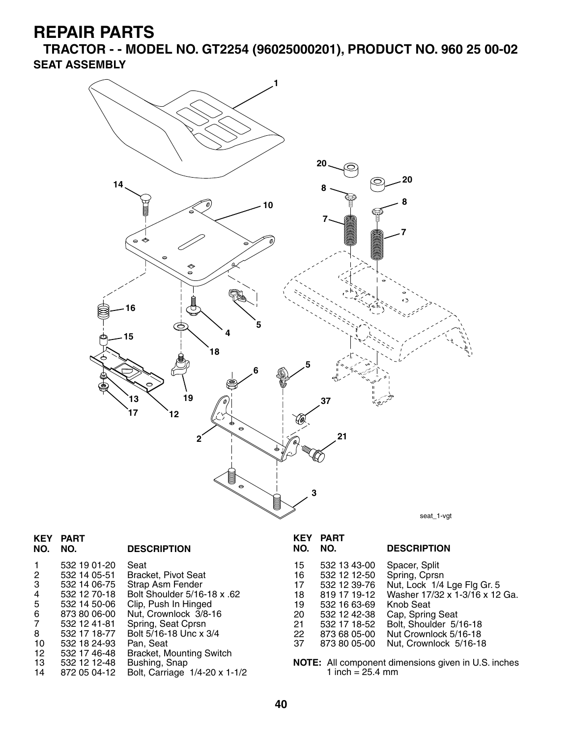# REPAIR PARTS

## TRACTOR - - MODEL NO. GT2254 (96025000201), PRODUCT NO. 960 25 00-02

### SEAT ASSEMBLY

seat_1-vgt

| KEY NO. | PART NO. | DESCRIPTION |
|---|---|---|
| 1 | 532 19 01-20 | Seat |
| 2 | 532 14 05-51 | Bracket, Pivot Seat |
| 3 | 532 14 06-75 | Strap Asm Fender |
| 4 | 532 12 70-18 | Bolt Shoulder 5/16-18 x .62 |
| 5 | 532 14 50-06 | Clip, Push In Hinged |
| 6 | 873 80 06-00 | Nut, Crownlock 3/8-16 |
| 7 | 532 12 41-81 | Spring, Seat Cprsn |
| 8 | 532 17 18-77 | Bolt 5/16-18 Unc x 3/4 |
| 10 | 532 18 24-93 | Pan, Seat |
| 12 | 532 17 46-48 | Bracket, Mounting Switch |
| 13 | 532 12 12-48 | Bushing, Snap |
| 14 | 872 05 04-12 | Bolt, Carriage 1/4-20 x 1-1/2 |
| 15 | 532 13 43-00 | Spacer, Split |
| 16 | 532 12 12-50 | Spring, Cprsn |
| 17 | 532 12 39-76 | Nut, Lock 1/4 Lge Flg Gr. 5 |
| 18 | 819 17 19-12 | Washer 17/32 x 1-3/16 x 12 Ga. |
| 19 | 532 16 63-69 | Knob Seat |
| 20 | 532 12 42-38 | Cap, Spring Seat |
| 21 | 532 17 18-52 | Bolt, Shoulder 5/16-18 |
| 22 | 873 68 05-00 | Nut Crownlock 5/16-18 |
| 37 | 873 80 05-00 | Nut, Crownlock 5/16-18 |

**NOTE:** All component dimensions given in U.S. inches
1 inch = 25.4 mm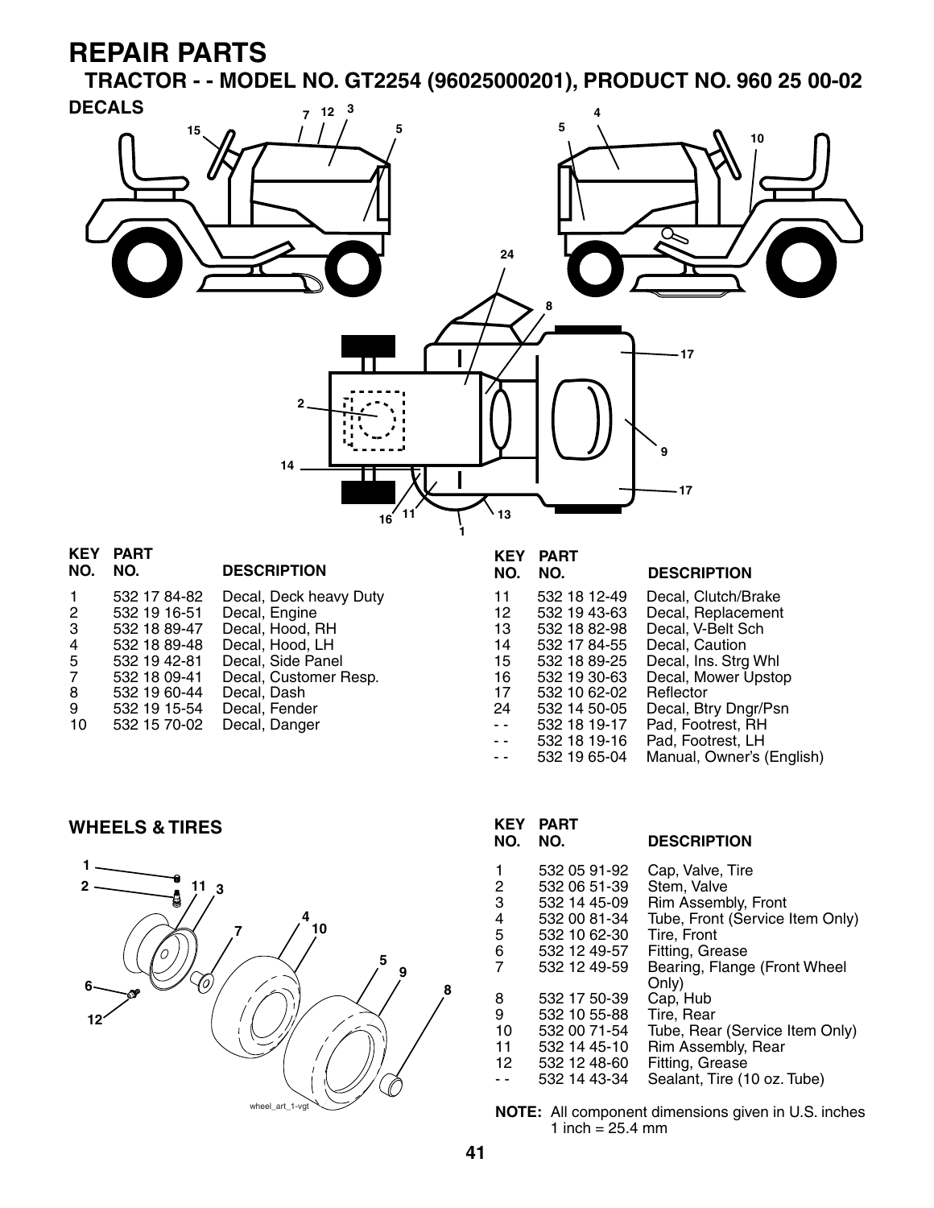# REPAIR PARTS

## TRACTOR - - MODEL NO. GT2254 (96025000201), PRODUCT NO. 960 25 00-02

### DECALS

| KEY NO. | PART NO. | DESCRIPTION |
|---|---|---|
| 1 | 532 17 84-82 | Decal, Deck heavy Duty |
| 2 | 532 19 16-51 | Decal, Engine |
| 3 | 532 18 89-47 | Decal, Hood, RH |
| 4 | 532 18 89-48 | Decal, Hood, LH |
| 5 | 532 19 42-81 | Decal, Side Panel |
| 7 | 532 18 09-41 | Decal, Customer Resp. |
| 8 | 532 19 60-44 | Decal, Dash |
| 9 | 532 19 15-54 | Decal, Fender |
| 10 | 532 15 70-02 | Decal, Danger |
| 11 | 532 18 12-49 | Decal, Clutch/Brake |
| 12 | 532 19 43-63 | Decal, Replacement |
| 13 | 532 18 82-98 | Decal, V-Belt Sch |
| 14 | 532 17 84-55 | Decal, Caution |
| 15 | 532 18 89-25 | Decal, Ins. Strg Whl |
| 16 | 532 19 30-63 | Decal, Mower Upstop |
| 17 | 532 10 62-02 | Reflector |
| 24 | 532 14 50-05 | Decal, Btry Dngr/Psn |
| - - | 532 18 19-17 | Pad, Footrest, RH |
| - - | 532 18 19-16 | Pad, Footrest, LH |
| - - | 532 19 65-04 | Manual, Owner's (English) |

### WHEELS & TIRES

| KEY NO. | PART NO. | DESCRIPTION |
|---|---|---|
| 1 | 532 05 91-92 | Cap, Valve, Tire |
| 2 | 532 06 51-39 | Stem, Valve |
| 3 | 532 14 45-09 | Rim Assembly, Front |
| 4 | 532 00 81-34 | Tube, Front (Service Item Only) |
| 5 | 532 10 62-30 | Tire, Front |
| 6 | 532 12 49-57 | Fitting, Grease |
| 7 | 532 12 49-59 | Bearing, Flange (Front Wheel Only) |
| 8 | 532 17 50-39 | Cap, Hub |
| 9 | 532 10 55-88 | Tire, Rear |
| 10 | 532 00 71-54 | Tube, Rear (Service Item Only) |
| 11 | 532 14 45-10 | Rim Assembly, Rear |
| 12 | 532 12 48-60 | Fitting, Grease |
| - - | 532 14 43-34 | Sealant, Tire (10 oz. Tube) |

**NOTE:** All component dimensions given in U.S. inches
1 inch = 25.4 mm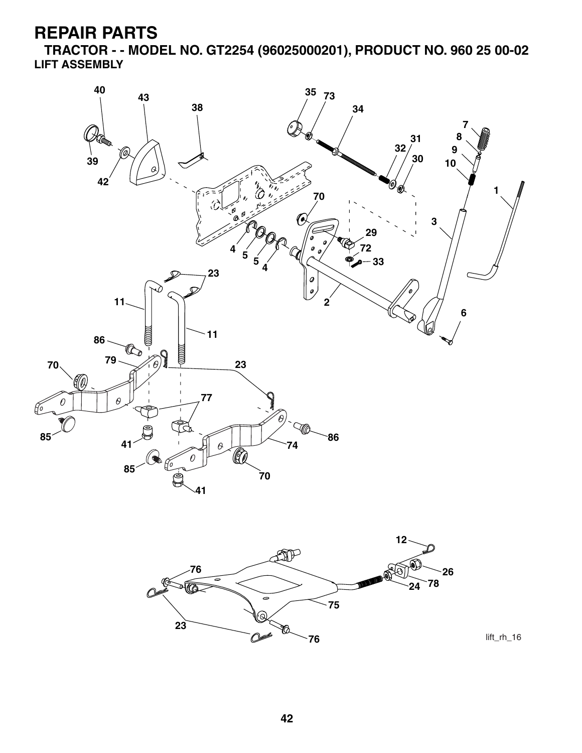# REPAIR PARTS

## TRACTOR - - MODEL NO. GT2254 (96025000201), PRODUCT NO. 960 25 00-02

### LIFT ASSEMBLY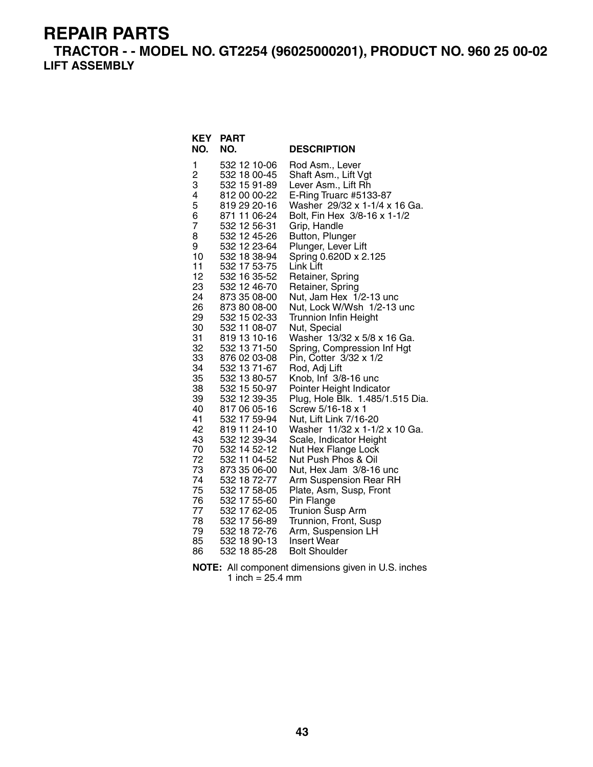# REPAIR PARTS

## TRACTOR - - MODEL NO. GT2254 (96025000201), PRODUCT NO. 960 25 00-02

### LIFT ASSEMBLY

| KEY NO. | PART NO. | DESCRIPTION |
|---|---|---|
| 1 | 532 12 10-06 | Rod Asm., Lever |
| 2 | 532 18 00-45 | Shaft Asm., Lift Vgt |
| 3 | 532 15 91-89 | Lever Asm., Lift Rh |
| 4 | 812 00 00-22 | E-Ring Truarc #5133-87 |
| 5 | 819 29 20-16 | Washer 29/32 x 1-1/4 x 16 Ga. |
| 6 | 871 11 06-24 | Bolt, Fin Hex 3/8-16 x 1-1/2 |
| 7 | 532 12 56-31 | Grip, Handle |
| 8 | 532 12 45-26 | Button, Plunger |
| 9 | 532 12 23-64 | Plunger, Lever Lift |
| 10 | 532 18 38-94 | Spring 0.620D x 2.125 |
| 11 | 532 17 53-75 | Link Lift |
| 12 | 532 16 35-52 | Retainer, Spring |
| 23 | 532 12 46-70 | Retainer, Spring |
| 24 | 873 35 08-00 | Nut, Jam Hex 1/2-13 unc |
| 26 | 873 80 08-00 | Nut, Lock W/Wsh 1/2-13 unc |
| 29 | 532 15 02-33 | Trunnion Infin Height |
| 30 | 532 11 08-07 | Nut, Special |
| 31 | 819 13 10-16 | Washer 13/32 x 5/8 x 16 Ga. |
| 32 | 532 13 71-50 | Spring, Compression Inf Hgt |
| 33 | 876 02 03-08 | Pin, Cotter 3/32 x 1/2 |
| 34 | 532 13 71-67 | Rod, Adj Lift |
| 35 | 532 13 80-57 | Knob, Inf 3/8-16 unc |
| 38 | 532 15 50-97 | Pointer Height Indicator |
| 39 | 532 12 39-35 | Plug, Hole Blk. 1.485/1.515 Dia. |
| 40 | 817 06 05-16 | Screw 5/16-18 x 1 |
| 41 | 532 17 59-94 | Nut, Lift Link 7/16-20 |
| 42 | 819 11 24-10 | Washer 11/32 x 1-1/2 x 10 Ga. |
| 43 | 532 12 39-34 | Scale, Indicator Height |
| 70 | 532 14 52-12 | Nut Hex Flange Lock |
| 72 | 532 11 04-52 | Nut Push Phos & Oil |
| 73 | 873 35 06-00 | Nut, Hex Jam 3/8-16 unc |
| 74 | 532 18 72-77 | Arm Suspension Rear RH |
| 75 | 532 17 58-05 | Plate, Asm, Susp, Front |
| 76 | 532 17 55-60 | Pin Flange |
| 77 | 532 17 62-05 | Trunion Susp Arm |
| 78 | 532 17 56-89 | Trunnion, Front, Susp |
| 79 | 532 18 72-76 | Arm, Suspension LH |
| 85 | 532 18 90-13 | Insert Wear |
| 86 | 532 18 85-28 | Bolt Shoulder |

**NOTE:** All component dimensions given in U.S. inches
1 inch = 25.4 mm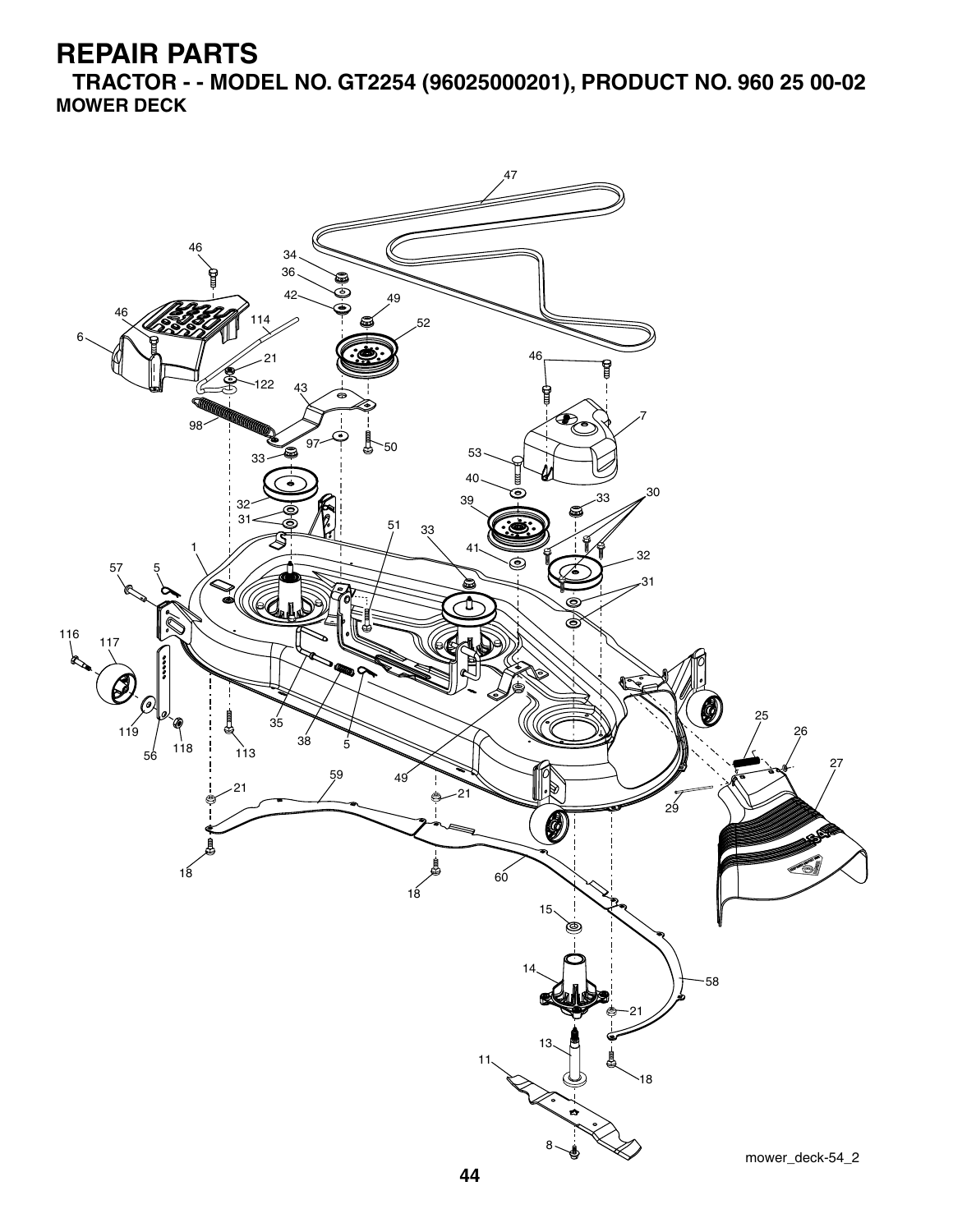# REPAIR PARTS

## TRACTOR - - MODEL NO. GT2254 (96025000201), PRODUCT NO. 960 25 00-02

### MOWER DECK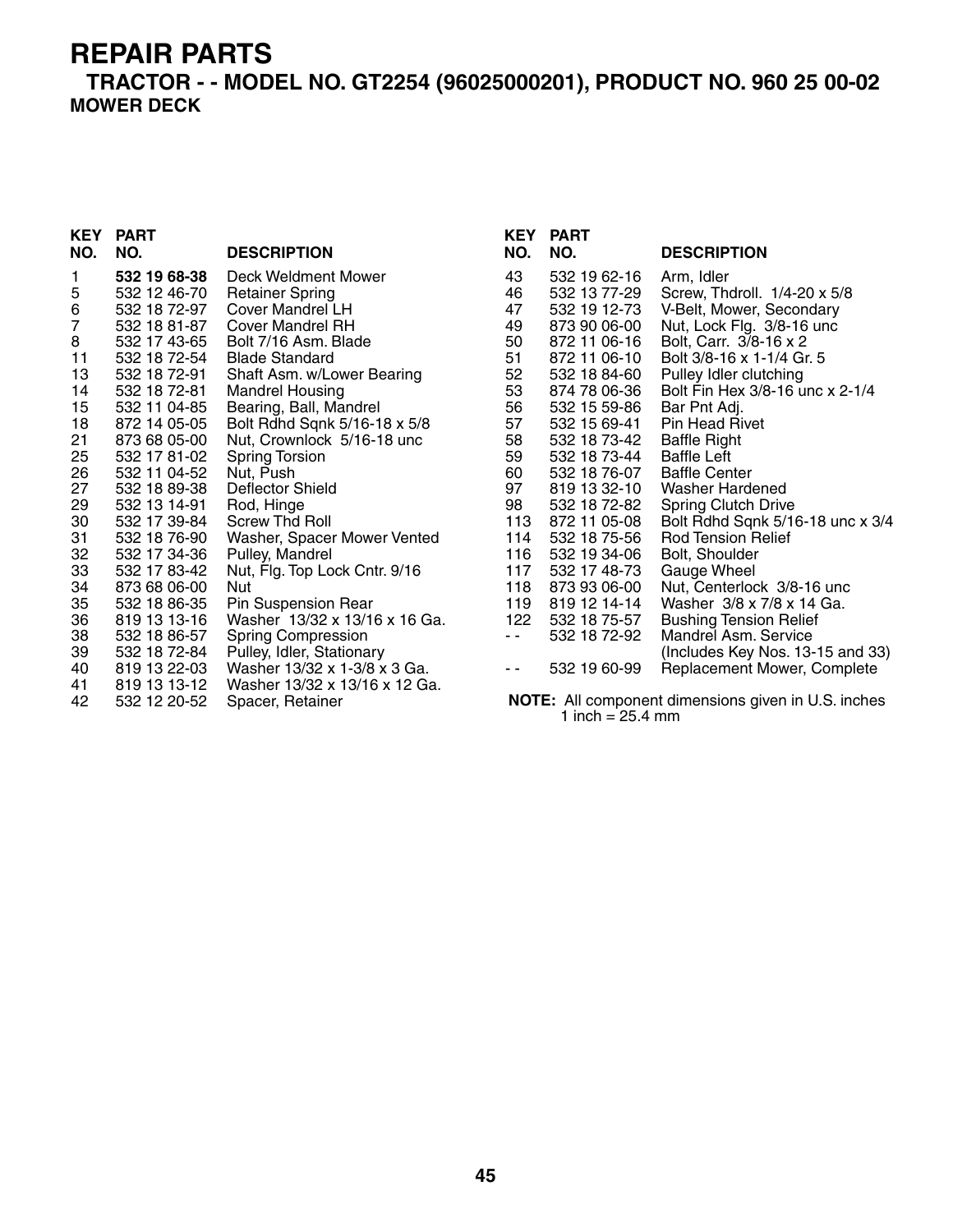# REPAIR PARTS

## TRACTOR - - MODEL NO. GT2254 (96025000201), PRODUCT NO. 960 25 00-02

### MOWER DECK

| KEY NO. | PART NO. | DESCRIPTION |
|---|---|---|
| 1 | **532 19 68-38** | Deck Weldment Mower |
| 5 | 532 12 46-70 | Retainer Spring |
| 6 | 532 18 72-97 | Cover Mandrel LH |
| 7 | 532 18 81-87 | Cover Mandrel RH |
| 8 | 532 17 43-65 | Bolt 7/16 Asm. Blade |
| 11 | 532 18 72-54 | Blade Standard |
| 13 | 532 18 72-91 | Shaft Asm. w/Lower Bearing |
| 14 | 532 18 72-81 | Mandrel Housing |
| 15 | 532 11 04-85 | Bearing, Ball, Mandrel |
| 18 | 872 14 05-05 | Bolt Rdhd Sqnk 5/16-18 x 5/8 |
| 21 | 873 68 05-00 | Nut, Crownlock 5/16-18 unc |
| 25 | 532 17 81-02 | Spring Torsion |
| 26 | 532 11 04-52 | Nut, Push |
| 27 | 532 18 89-38 | Deflector Shield |
| 29 | 532 13 14-91 | Rod, Hinge |
| 30 | 532 17 39-84 | Screw Thd Roll |
| 31 | 532 18 76-90 | Washer, Spacer Mower Vented |
| 32 | 532 17 34-36 | Pulley, Mandrel |
| 33 | 532 17 83-42 | Nut, Flg. Top Lock Cntr. 9/16 |
| 34 | 873 68 06-00 | Nut |
| 35 | 532 18 86-35 | Pin Suspension Rear |
| 36 | 819 13 13-16 | Washer 13/32 x 13/16 x 16 Ga. |
| 38 | 532 18 86-57 | Spring Compression |
| 39 | 532 18 72-84 | Pulley, Idler, Stationary |
| 40 | 819 13 22-03 | Washer 13/32 x 1-3/8 x 3 Ga. |
| 41 | 819 13 13-12 | Washer 13/32 x 13/16 x 12 Ga. |
| 42 | 532 12 20-52 | Spacer, Retainer |
| 43 | 532 19 62-16 | Arm, Idler |
| 46 | 532 13 77-29 | Screw, Thdroll. 1/4-20 x 5/8 |
| 47 | 532 19 12-73 | V-Belt, Mower, Secondary |
| 49 | 873 90 06-00 | Nut, Lock Flg. 3/8-16 unc |
| 50 | 872 11 06-16 | Bolt, Carr. 3/8-16 x 2 |
| 51 | 872 11 06-10 | Bolt 3/8-16 x 1-1/4 Gr. 5 |
| 52 | 532 18 84-60 | Pulley Idler clutching |
| 53 | 874 78 06-36 | Bolt Fin Hex 3/8-16 unc x 2-1/4 |
| 56 | 532 15 59-86 | Bar Pnt Adj. |
| 57 | 532 15 69-41 | Pin Head Rivet |
| 58 | 532 18 73-42 | Baffle Right |
| 59 | 532 18 73-44 | Baffle Left |
| 60 | 532 18 76-07 | Baffle Center |
| 97 | 819 13 32-10 | Washer Hardened |
| 98 | 532 18 72-82 | Spring Clutch Drive |
| 113 | 872 11 05-08 | Bolt Rdhd Sqnk 5/16-18 unc x 3/4 |
| 114 | 532 18 75-56 | Rod Tension Relief |
| 116 | 532 19 34-06 | Bolt, Shoulder |
| 117 | 532 17 48-73 | Gauge Wheel |
| 118 | 873 93 06-00 | Nut, Centerlock 3/8-16 unc |
| 119 | 819 12 14-14 | Washer 3/8 x 7/8 x 14 Ga. |
| 122 | 532 18 75-57 | Bushing Tension Relief |
| - - | 532 18 72-92 | Mandrel Asm. Service (Includes Key Nos. 13-15 and 33) |
| - - | 532 19 60-99 | Replacement Mower, Complete |

**NOTE:** All component dimensions given in U.S. inches
1 inch = 25.4 mm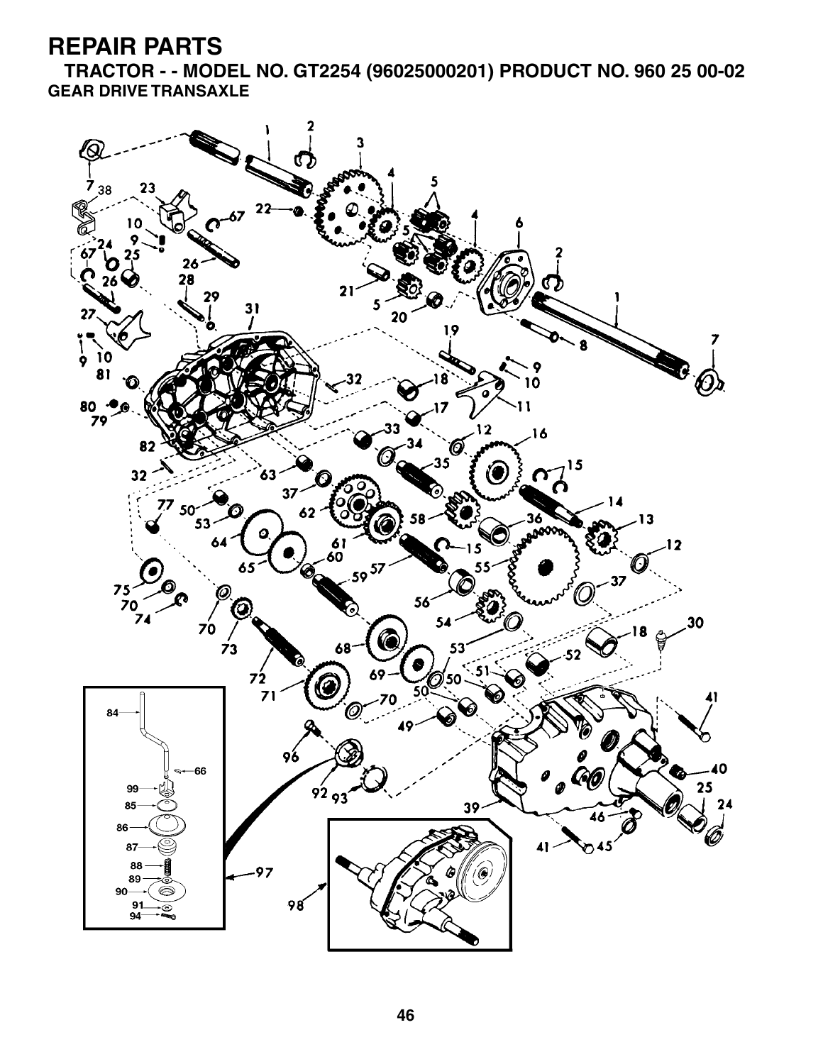# REPAIR PARTS

## TRACTOR - - MODEL NO. GT2254 (96025000201) PRODUCT NO. 960 25 00-02

### GEAR DRIVE TRANSAXLE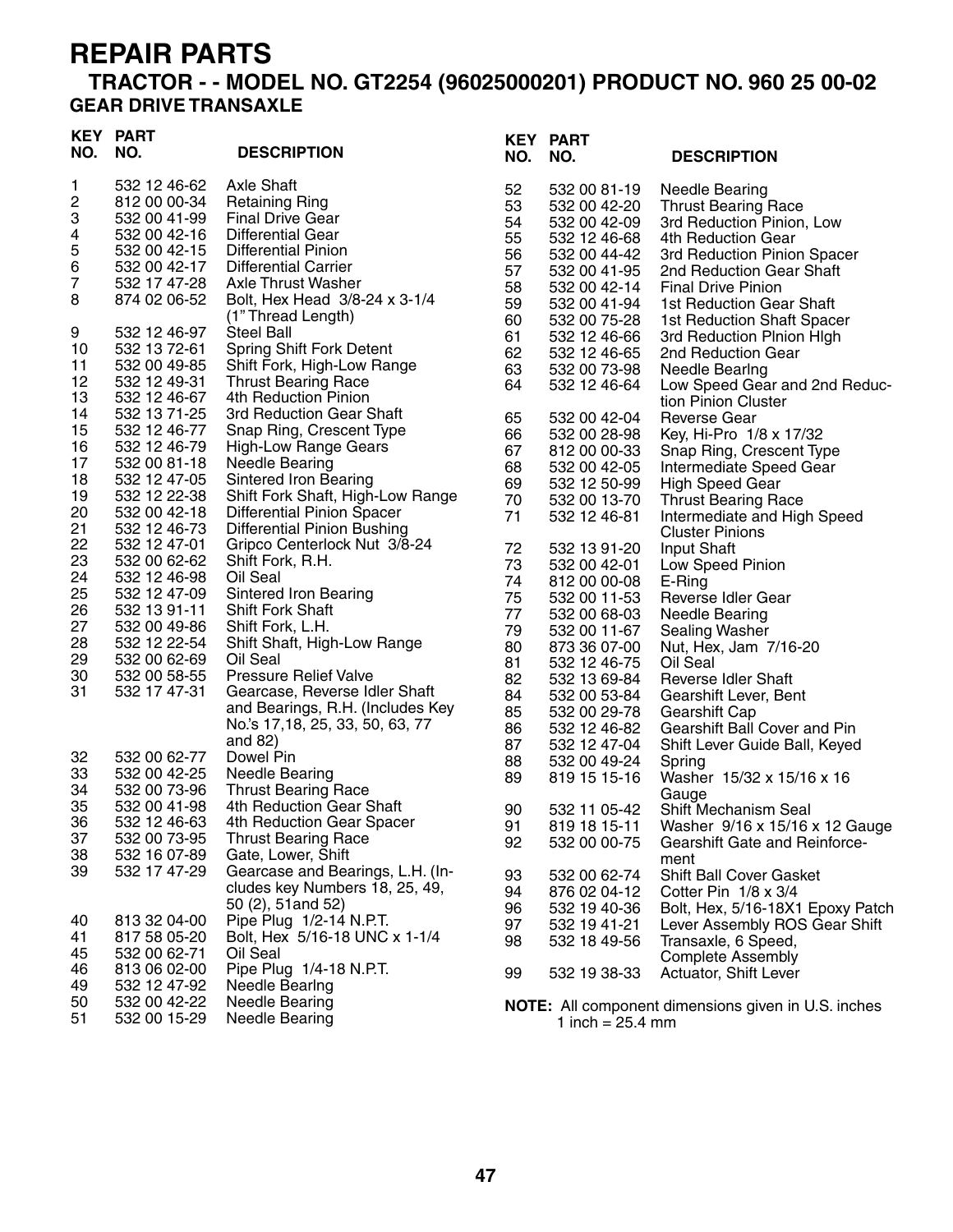# REPAIR PARTS

## TRACTOR - - MODEL NO. GT2254 (96025000201) PRODUCT NO. 960 25 00-02

### GEAR DRIVE TRANSAXLE

| KEY NO. | PART NO. | DESCRIPTION |
|---|---|---|
| 1 | 532 12 46-62 | Axle Shaft |
| 2 | 812 00 00-34 | Retaining Ring |
| 3 | 532 00 41-99 | Final Drive Gear |
| 4 | 532 00 42-16 | Differential Gear |
| 5 | 532 00 42-15 | Differential Pinion |
| 6 | 532 00 42-17 | Differential Carrier |
| 7 | 532 17 47-28 | Axle Thrust Washer |
| 8 | 874 02 06-52 | Bolt, Hex Head 3/8-24 x 3-1/4 (1" Thread Length) |
| 9 | 532 12 46-97 | Steel Ball |
| 10 | 532 13 72-61 | Spring Shift Fork Detent |
| 11 | 532 00 49-85 | Shift Fork, High-Low Range |
| 12 | 532 12 49-31 | Thrust Bearing Race |
| 13 | 532 12 46-67 | 4th Reduction Pinion |
| 14 | 532 13 71-25 | 3rd Reduction Gear Shaft |
| 15 | 532 12 46-77 | Snap Ring, Crescent Type |
| 16 | 532 12 46-79 | High-Low Range Gears |
| 17 | 532 00 81-18 | Needle Bearing |
| 18 | 532 12 47-05 | Sintered Iron Bearing |
| 19 | 532 12 22-38 | Shift Fork Shaft, High-Low Range |
| 20 | 532 00 42-18 | Differential Pinion Spacer |
| 21 | 532 12 46-73 | Differential Pinion Bushing |
| 22 | 532 12 47-01 | Gripco Centerlock Nut 3/8-24 |
| 23 | 532 00 62-62 | Shift Fork, R.H. |
| 24 | 532 12 46-98 | Oil Seal |
| 25 | 532 12 47-09 | Sintered Iron Bearing |
| 26 | 532 13 91-11 | Shift Fork Shaft |
| 27 | 532 00 49-86 | Shift Fork, L.H. |
| 28 | 532 12 22-54 | Shift Shaft, High-Low Range |
| 29 | 532 00 62-69 | Oil Seal |
| 30 | 532 00 58-55 | Pressure Relief Valve |
| 31 | 532 17 47-31 | Gearcase, Reverse Idler Shaft and Bearings, R.H. (Includes Key No.'s 17,18, 25, 33, 50, 63, 77 and 82) |
| 32 | 532 00 62-77 | Dowel Pin |
| 33 | 532 00 42-25 | Needle Bearing |
| 34 | 532 00 73-96 | Thrust Bearing Race |
| 35 | 532 00 41-98 | 4th Reduction Gear Shaft |
| 36 | 532 12 46-63 | 4th Reduction Gear Spacer |
| 37 | 532 00 73-95 | Thrust Bearing Race |
| 38 | 532 16 07-89 | Gate, Lower, Shift |
| 39 | 532 17 47-29 | Gearcase and Bearings, L.H. (Includes key Numbers 18, 25, 49, 50 (2), 51and 52) |
| 40 | 813 32 04-00 | Pipe Plug 1/2-14 N.P.T. |
| 41 | 817 58 05-20 | Bolt, Hex 5/16-18 UNC x 1-1/4 |
| 45 | 532 00 62-71 | Oil Seal |
| 46 | 813 06 02-00 | Pipe Plug 1/4-18 N.P.T. |
| 49 | 532 12 47-92 | Needle Bearlng |
| 50 | 532 00 42-22 | Needle Bearing |
| 51 | 532 00 15-29 | Needle Bearing |
| 52 | 532 00 81-19 | Needle Bearing |
| 53 | 532 00 42-20 | Thrust Bearing Race |
| 54 | 532 00 42-09 | 3rd Reduction Pinion, Low |
| 55 | 532 12 46-68 | 4th Reduction Gear |
| 56 | 532 00 44-42 | 3rd Reduction Pinion Spacer |
| 57 | 532 00 41-95 | 2nd Reduction Gear Shaft |
| 58 | 532 00 42-14 | Final Drive Pinion |
| 59 | 532 00 41-94 | 1st Reduction Gear Shaft |
| 60 | 532 00 75-28 | 1st Reduction Shaft Spacer |
| 61 | 532 12 46-66 | 3rd Reduction Plnion Hlgh |
| 62 | 532 12 46-65 | 2nd Reduction Gear |
| 63 | 532 00 73-98 | Needle Bearlng |
| 64 | 532 12 46-64 | Low Speed Gear and 2nd Reduction Pinion Cluster |
| 65 | 532 00 42-04 | Reverse Gear |
| 66 | 532 00 28-98 | Key, Hi-Pro 1/8 x 17/32 |
| 67 | 812 00 00-33 | Snap Ring, Crescent Type |
| 68 | 532 00 42-05 | Intermediate Speed Gear |
| 69 | 532 12 50-99 | High Speed Gear |
| 70 | 532 00 13-70 | Thrust Bearing Race |
| 71 | 532 12 46-81 | Intermediate and High Speed Cluster Pinions |
| 72 | 532 13 91-20 | Input Shaft |
| 73 | 532 00 42-01 | Low Speed Pinion |
| 74 | 812 00 00-08 | E-Ring |
| 75 | 532 00 11-53 | Reverse Idler Gear |
| 77 | 532 00 68-03 | Needle Bearing |
| 79 | 532 00 11-67 | Sealing Washer |
| 80 | 873 36 07-00 | Nut, Hex, Jam 7/16-20 |
| 81 | 532 12 46-75 | Oil Seal |
| 82 | 532 13 69-84 | Reverse Idler Shaft |
| 84 | 532 00 53-84 | Gearshift Lever, Bent |
| 85 | 532 00 29-78 | Gearshift Cap |
| 86 | 532 12 46-82 | Gearshift Ball Cover and Pin |
| 87 | 532 12 47-04 | Shift Lever Guide Ball, Keyed |
| 88 | 532 00 49-24 | Spring |
| 89 | 819 15 15-16 | Washer 15/32 x 15/16 x 16 Gauge |
| 90 | 532 11 05-42 | Shift Mechanism Seal |
| 91 | 819 18 15-11 | Washer 9/16 x 15/16 x 12 Gauge |
| 92 | 532 00 00-75 | Gearshift Gate and Reinforcement |
| 93 | 532 00 62-74 | Shift Ball Cover Gasket |
| 94 | 876 02 04-12 | Cotter Pin 1/8 x 3/4 |
| 96 | 532 19 40-36 | Bolt, Hex, 5/16-18X1 Epoxy Patch |
| 97 | 532 19 41-21 | Lever Assembly ROS Gear Shift |
| 98 | 532 18 49-56 | Transaxle, 6 Speed, Complete Assembly |
| 99 | 532 19 38-33 | Actuator, Shift Lever |

**NOTE:** All component dimensions given in U.S. inches
1 inch = 25.4 mm